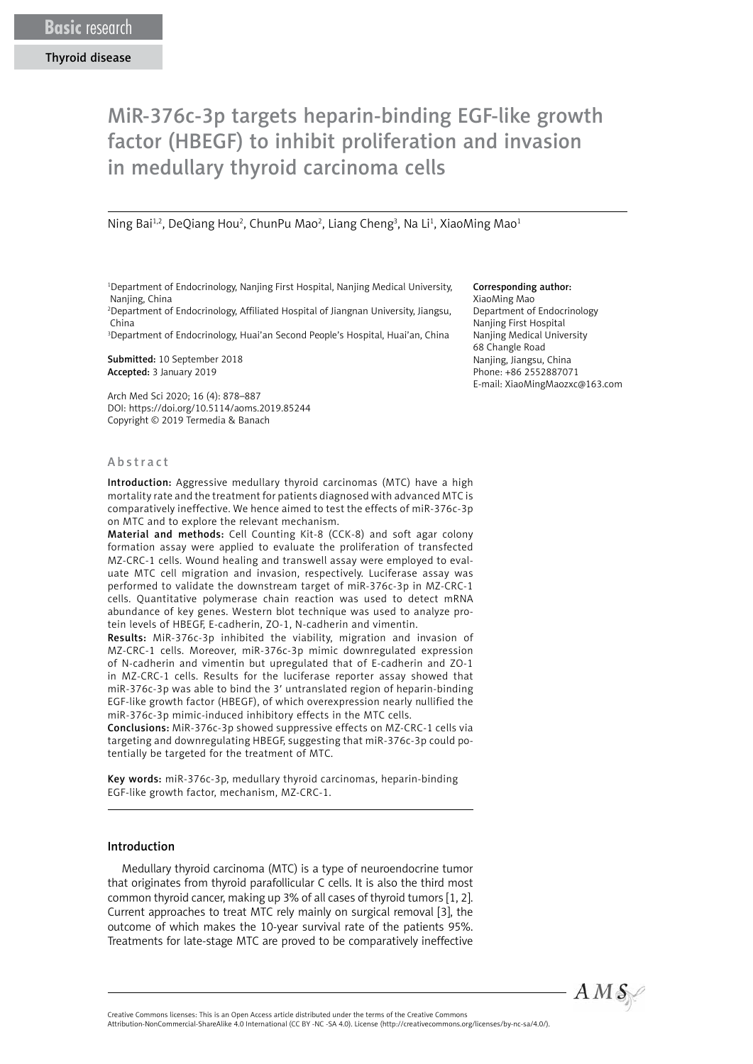Basic research

Thyroid disease

# MiR-376c-3p targets heparin-binding EGF-like growth factor (HBEGF) to inhibit proliferation and invasion in medullary thyroid carcinoma cells

Ning Bai[1,2], DeQiang Hou[2], ChunPu Mao[2], Liang Cheng[3], Na Li[1], XiaoMing Mao[1]

[1]Department of Endocrinology, Nanjing First Hospital, Nanjing Medical University, Nanjing, China
[2]Department of Endocrinology, Affiliated Hospital of Jiangnan University, Jiangsu, China
[3]Department of Endocrinology, Huai'an Second People's Hospital, Huai'an, China

**Submitted:** 10 September 2018
**Accepted:** 3 January 2019

Arch Med Sci 2020; 16 (4): 878–887
DOI: https://doi.org/10.5114/aoms.2019.85244
Copyright © 2019 Termedia & Banach

**Corresponding author:**
XiaoMing Mao
Department of Endocrinology
Nanjing First Hospital
Nanjing Medical University
68 Changle Road
Nanjing, Jiangsu, China
Phone: +86 2552887071
E-mail: XiaoMingMaozxc@163.com

## Abstract

**Introduction:** Aggressive medullary thyroid carcinomas (MTC) have a high mortality rate and the treatment for patients diagnosed with advanced MTC is comparatively ineffective. We hence aimed to test the effects of miR-376c-3p on MTC and to explore the relevant mechanism.

**Material and methods:** Cell Counting Kit-8 (CCK-8) and soft agar colony formation assay were applied to evaluate the proliferation of transfected MZ-CRC-1 cells. Wound healing and transwell assay were employed to evaluate MTC cell migration and invasion, respectively. Luciferase assay was performed to validate the downstream target of miR-376c-3p in MZ-CRC-1 cells. Quantitative polymerase chain reaction was used to detect mRNA abundance of key genes. Western blot technique was used to analyze protein levels of HBEGF, E-cadherin, ZO-1, N-cadherin and vimentin.

**Results:** MiR-376c-3p inhibited the viability, migration and invasion of MZ-CRC-1 cells. Moreover, miR-376c-3p mimic downregulated expression of N-cadherin and vimentin but upregulated that of E-cadherin and ZO-1 in MZ-CRC-1 cells. Results for the luciferase reporter assay showed that miR-376c-3p was able to bind the 3′ untranslated region of heparin-binding EGF-like growth factor (HBEGF), of which overexpression nearly nullified the miR-376c-3p mimic-induced inhibitory effects in the MTC cells.

**Conclusions:** MiR-376c-3p showed suppressive effects on MZ-CRC-1 cells via targeting and downregulating HBEGF, suggesting that miR-376c-3p could potentially be targeted for the treatment of MTC.

**Key words:** miR-376c-3p, medullary thyroid carcinomas, heparin-binding EGF-like growth factor, mechanism, MZ-CRC-1.

## Introduction

Medullary thyroid carcinoma (MTC) is a type of neuroendocrine tumor that originates from thyroid parafollicular C cells. It is also the third most common thyroid cancer, making up 3% of all cases of thyroid tumors [1, 2]. Current approaches to treat MTC rely mainly on surgical removal [3], the outcome of which makes the 10-year survival rate of the patients 95%. Treatments for late-stage MTC are proved to be comparatively ineffective

Creative Commons licenses: This is an Open Access article distributed under the terms of the Creative Commons Attribution-NonCommercial-ShareAlike 4.0 International (CC BY -NC -SA 4.0). License (http://creativecommons.org/licenses/by-nc-sa/4.0/).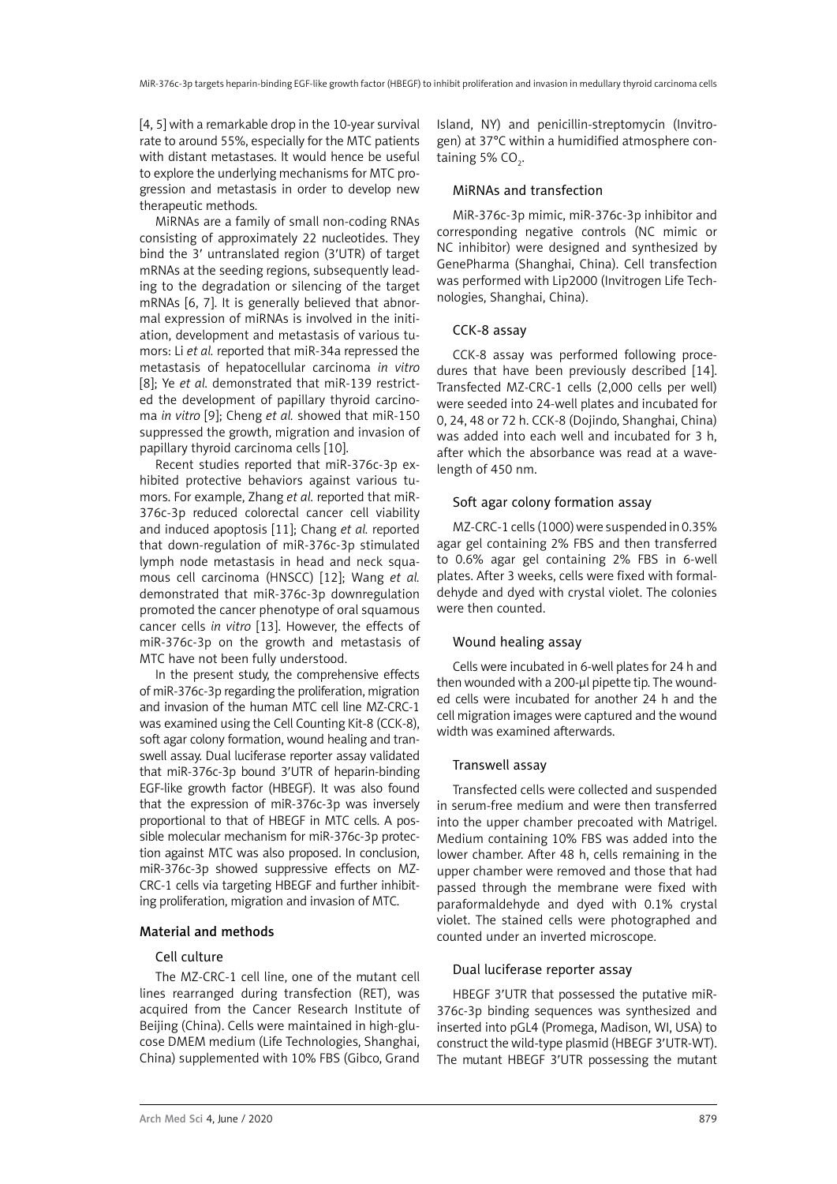[4, 5] with a remarkable drop in the 10-year survival rate to around 55%, especially for the MTC patients with distant metastases. It would hence be useful to explore the underlying mechanisms for MTC progression and metastasis in order to develop new therapeutic methods.

MiRNAs are a family of small non-coding RNAs consisting of approximately 22 nucleotides. They bind the 3′ untranslated region (3′UTR) of target mRNAs at the seeding regions, subsequently leading to the degradation or silencing of the target mRNAs [6, 7]. It is generally believed that abnormal expression of miRNAs is involved in the initiation, development and metastasis of various tumors: Li *et al.* reported that miR-34a repressed the metastasis of hepatocellular carcinoma *in vitro* [8]; Ye *et al.* demonstrated that miR-139 restricted the development of papillary thyroid carcinoma *in vitro* [9]; Cheng *et al.* showed that miR-150 suppressed the growth, migration and invasion of papillary thyroid carcinoma cells [10].

Recent studies reported that miR-376c-3p exhibited protective behaviors against various tumors. For example, Zhang *et al.* reported that miR-376c-3p reduced colorectal cancer cell viability and induced apoptosis [11]; Chang *et al.* reported that down-regulation of miR-376c-3p stimulated lymph node metastasis in head and neck squamous cell carcinoma (HNSCC) [12]; Wang *et al.* demonstrated that miR-376c-3p downregulation promoted the cancer phenotype of oral squamous cancer cells *in vitro* [13]. However, the effects of miR-376c-3p on the growth and metastasis of MTC have not been fully understood.

In the present study, the comprehensive effects of miR-376c-3p regarding the proliferation, migration and invasion of the human MTC cell line MZ-CRC-1 was examined using the Cell Counting Kit-8 (CCK-8), soft agar colony formation, wound healing and transwell assay. Dual luciferase reporter assay validated that miR-376c-3p bound 3′UTR of heparin-binding EGF-like growth factor (HBEGF). It was also found that the expression of miR-376c-3p was inversely proportional to that of HBEGF in MTC cells. A possible molecular mechanism for miR-376c-3p protection against MTC was also proposed. In conclusion, miR-376c-3p showed suppressive effects on MZ-CRC-1 cells via targeting HBEGF and further inhibiting proliferation, migration and invasion of MTC.

## Material and methods

### Cell culture

The MZ-CRC-1 cell line, one of the mutant cell lines rearranged during transfection (RET), was acquired from the Cancer Research Institute of Beijing (China). Cells were maintained in high-glucose DMEM medium (Life Technologies, Shanghai, China) supplemented with 10% FBS (Gibco, Grand Island, NY) and penicillin-streptomycin (Invitrogen) at 37°C within a humidified atmosphere containing 5% $CO_2$.

### MiRNAs and transfection

MiR-376c-3p mimic, miR-376c-3p inhibitor and corresponding negative controls (NC mimic or NC inhibitor) were designed and synthesized by GenePharma (Shanghai, China). Cell transfection was performed with Lip2000 (Invitrogen Life Technologies, Shanghai, China).

### CCK-8 assay

CCK-8 assay was performed following procedures that have been previously described [14]. Transfected MZ-CRC-1 cells (2,000 cells per well) were seeded into 24-well plates and incubated for 0, 24, 48 or 72 h. CCK-8 (Dojindo, Shanghai, China) was added into each well and incubated for 3 h, after which the absorbance was read at a wavelength of 450 nm.

### Soft agar colony formation assay

MZ-CRC-1 cells (1000) were suspended in 0.35% agar gel containing 2% FBS and then transferred to 0.6% agar gel containing 2% FBS in 6-well plates. After 3 weeks, cells were fixed with formaldehyde and dyed with crystal violet. The colonies were then counted.

### Wound healing assay

Cells were incubated in 6-well plates for 24 h and then wounded with a 200-μl pipette tip. The wounded cells were incubated for another 24 h and the cell migration images were captured and the wound width was examined afterwards.

### Transwell assay

Transfected cells were collected and suspended in serum-free medium and were then transferred into the upper chamber precoated with Matrigel. Medium containing 10% FBS was added into the lower chamber. After 48 h, cells remaining in the upper chamber were removed and those that had passed through the membrane were fixed with paraformaldehyde and dyed with 0.1% crystal violet. The stained cells were photographed and counted under an inverted microscope.

### Dual luciferase reporter assay

HBEGF 3′UTR that possessed the putative miR-376c-3p binding sequences was synthesized and inserted into pGL4 (Promega, Madison, WI, USA) to construct the wild-type plasmid (HBEGF 3′UTR-WT). The mutant HBEGF 3′UTR possessing the mutant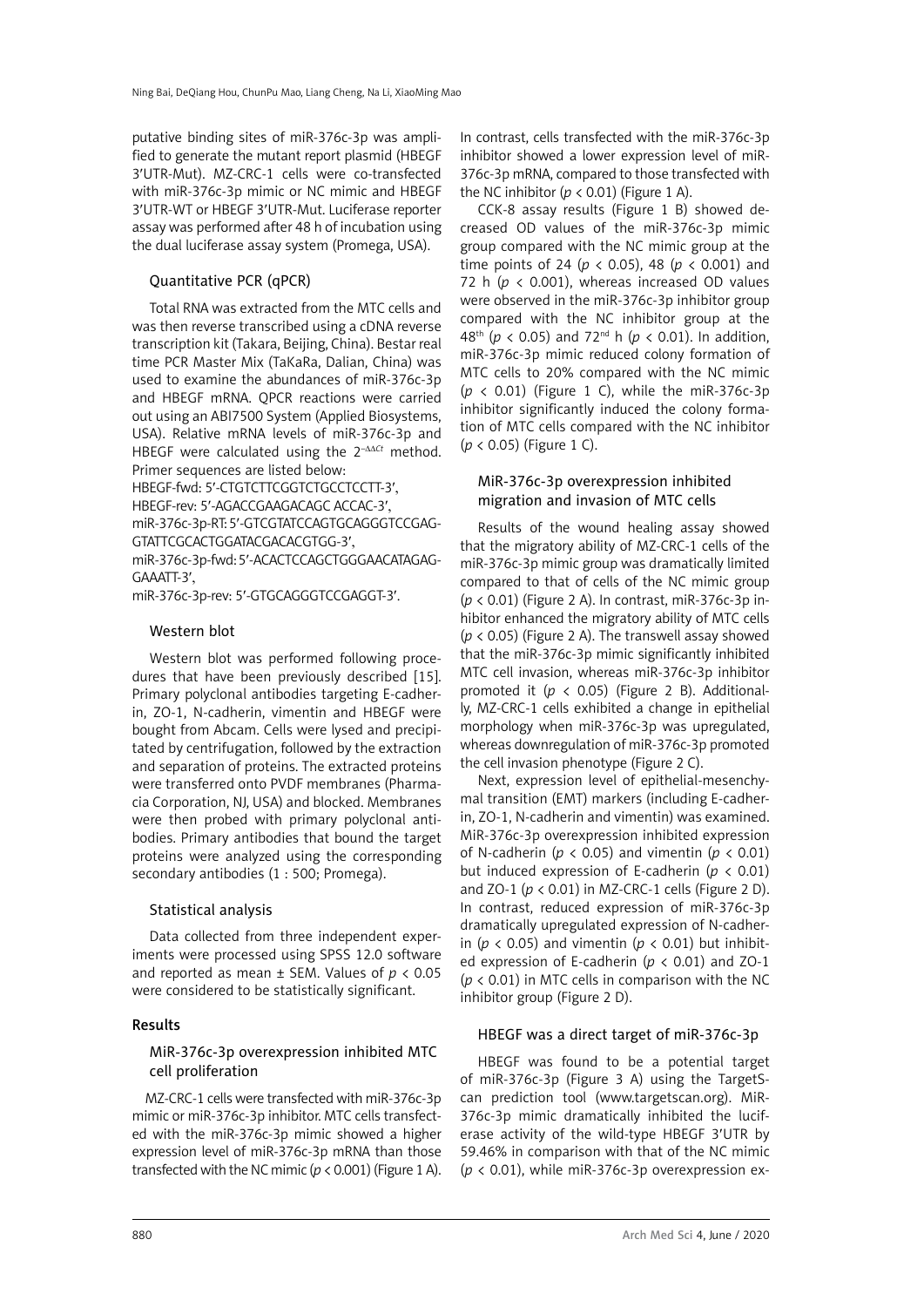putative binding sites of miR-376c-3p was amplified to generate the mutant report plasmid (HBEGF 3′UTR-Mut). MZ-CRC-1 cells were co-transfected with miR-376c-3p mimic or NC mimic and HBEGF 3′UTR-WT or HBEGF 3′UTR-Mut. Luciferase reporter assay was performed after 48 h of incubation using the dual luciferase assay system (Promega, USA).

### Quantitative PCR (qPCR)

Total RNA was extracted from the MTC cells and was then reverse transcribed using a cDNA reverse transcription kit (Takara, Beijing, China). Bestar real time PCR Master Mix (TaKaRa, Dalian, China) was used to examine the abundances of miR-376c-3p and HBEGF mRNA. QPCR reactions were carried out using an ABI7500 System (Applied Biosystems, USA). Relative mRNA levels of miR-376c-3p and HBEGF were calculated using the $2^{-\Delta\Delta Ct}$ method. Primer sequences are listed below:

HBEGF-fwd: 5′-CTGTCTTCGGTCTGCCTCCTT-3′,
HBEGF-rev: 5′-AGACCGAAGACAGC ACCAC-3′,
miR-376c-3p-RT: 5′-GTCGTATCCAGTGCAGGGTCCGAGGTATTCGCACTGGATACGACACGTGG-3′,
miR-376c-3p-fwd: 5′-ACACTCCAGCTGGGAACATAGAGGAAATT-3′,
miR-376c-3p-rev: 5′-GTGCAGGGTCCGAGGT-3′.

### Western blot

Western blot was performed following procedures that have been previously described [15]. Primary polyclonal antibodies targeting E-cadherin, ZO-1, N-cadherin, vimentin and HBEGF were bought from Abcam. Cells were lysed and precipitated by centrifugation, followed by the extraction and separation of proteins. The extracted proteins were transferred onto PVDF membranes (Pharmacia Corporation, NJ, USA) and blocked. Membranes were then probed with primary polyclonal antibodies. Primary antibodies that bound the target proteins were analyzed using the corresponding secondary antibodies (1 : 500; Promega).

### Statistical analysis

Data collected from three independent experiments were processed using SPSS 12.0 software and reported as mean ± SEM. Values of $p < 0.05$ were considered to be statistically significant.

## Results

### MiR-376c-3p overexpression inhibited MTC cell proliferation

MZ-CRC-1 cells were transfected with miR-376c-3p mimic or miR-376c-3p inhibitor. MTC cells transfected with the miR-376c-3p mimic showed a higher expression level of miR-376c-3p mRNA than those transfected with the NC mimic ($p < 0.001$) (Figure 1 A). In contrast, cells transfected with the miR-376c-3p inhibitor showed a lower expression level of miR-376c-3p mRNA, compared to those transfected with the NC inhibitor ($p < 0.01$) (Figure 1 A).

CCK-8 assay results (Figure 1 B) showed decreased OD values of the miR-376c-3p mimic group compared with the NC mimic group at the time points of 24 ($p < 0.05$), 48 ($p < 0.001$) and 72 h ($p < 0.001$), whereas increased OD values were observed in the miR-376c-3p inhibitor group compared with the NC inhibitor group at the 48th ($p < 0.05$) and 72nd h ($p < 0.01$). In addition, miR-376c-3p mimic reduced colony formation of MTC cells to 20% compared with the NC mimic ($p < 0.01$) (Figure 1 C), while the miR-376c-3p inhibitor significantly induced the colony formation of MTC cells compared with the NC inhibitor ($p < 0.05$) (Figure 1 C).

### MiR-376c-3p overexpression inhibited migration and invasion of MTC cells

Results of the wound healing assay showed that the migratory ability of MZ-CRC-1 cells of the miR-376c-3p mimic group was dramatically limited compared to that of cells of the NC mimic group ($p < 0.01$) (Figure 2 A). In contrast, miR-376c-3p inhibitor enhanced the migratory ability of MTC cells ($p < 0.05$) (Figure 2 A). The transwell assay showed that the miR-376c-3p mimic significantly inhibited MTC cell invasion, whereas miR-376c-3p inhibitor promoted it ($p < 0.05$) (Figure 2 B). Additionally, MZ-CRC-1 cells exhibited a change in epithelial morphology when miR-376c-3p was upregulated, whereas downregulation of miR-376c-3p promoted the cell invasion phenotype (Figure 2 C).

Next, expression level of epithelial-mesenchymal transition (EMT) markers (including E-cadherin, ZO-1, N-cadherin and vimentin) was examined. MiR-376c-3p overexpression inhibited expression of N-cadherin ($p < 0.05$) and vimentin ($p < 0.01$) but induced expression of E-cadherin ($p < 0.01$) and ZO-1 ($p < 0.01$) in MZ-CRC-1 cells (Figure 2 D). In contrast, reduced expression of miR-376c-3p dramatically upregulated expression of N-cadherin ($p < 0.05$) and vimentin ($p < 0.01$) but inhibited expression of E-cadherin ($p < 0.01$) and ZO-1 ($p < 0.01$) in MTC cells in comparison with the NC inhibitor group (Figure 2 D).

### HBEGF was a direct target of miR-376c-3p

HBEGF was found to be a potential target of miR-376c-3p (Figure 3 A) using the TargetScan prediction tool (www.targetscan.org). MiR-376c-3p mimic dramatically inhibited the luciferase activity of the wild-type HBEGF 3′UTR by 59.46% in comparison with that of the NC mimic ($p < 0.01$), while miR-376c-3p overexpression ex-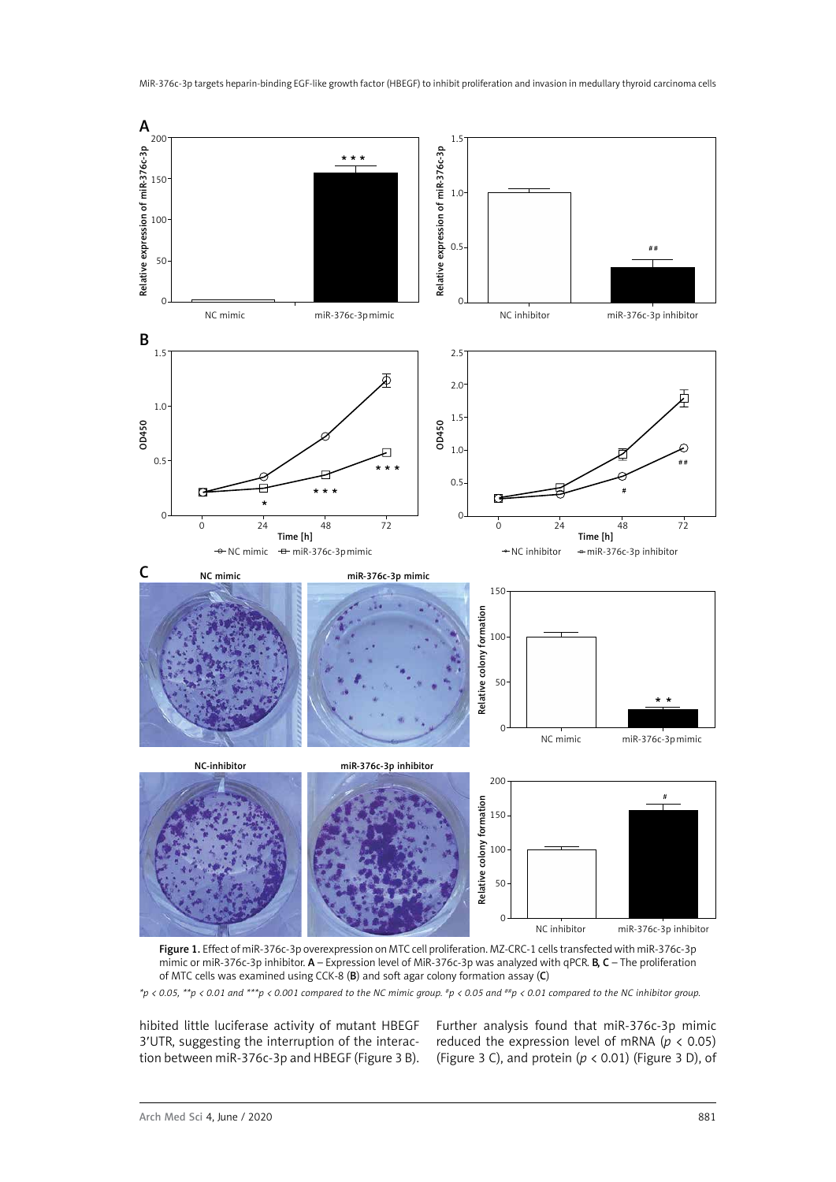**Figure 1.** Effect of miR-376c-3p overexpression on MTC cell proliferation. MZ-CRC-1 cells transfected with miR-376c-3p mimic or miR-376c-3p inhibitor. **A** – Expression level of MiR-376c-3p was analyzed with qPCR. **B, C** – The proliferation of MTC cells was examined using CCK-8 (**B**) and soft agar colony formation assay (**C**)

*\*p < 0.05, \*\*p < 0.01 and \*\*\*p < 0.001 compared to the NC mimic group. #p < 0.05 and ##p < 0.01 compared to the NC inhibitor group.*

hibited little luciferase activity of mutant HBEGF 3'UTR, suggesting the interruption of the interaction between miR-376c-3p and HBEGF (Figure 3 B). Further analysis found that miR-376c-3p mimic reduced the expression level of mRNA ($p < 0.05$) (Figure 3 C), and protein ($p < 0.01$) (Figure 3 D), of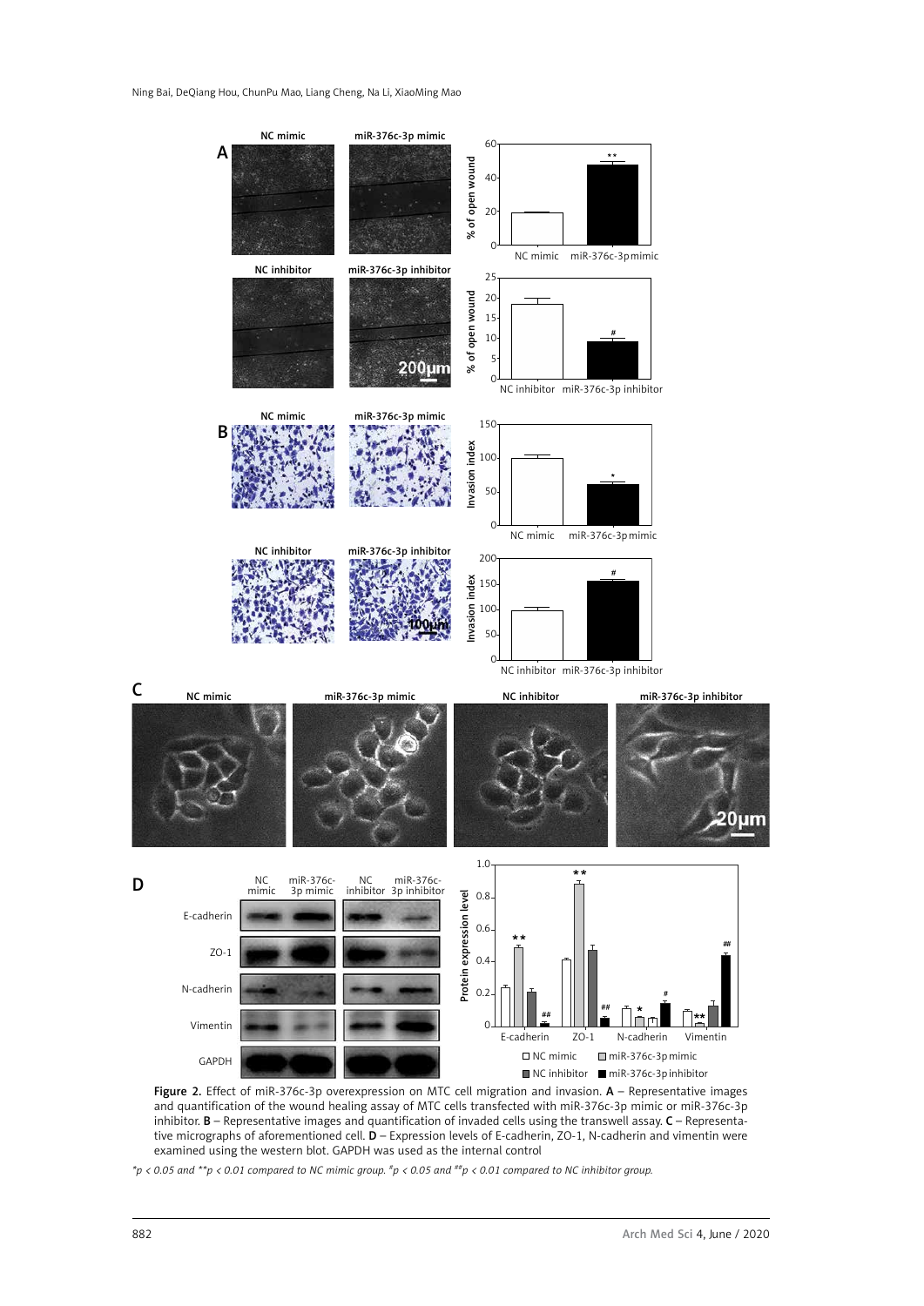Figure 2. Effect of miR-376c-3p overexpression on MTC cell migration and invasion. **A** – Representative images and quantification of the wound healing assay of MTC cells transfected with miR-376c-3p mimic or miR-376c-3p inhibitor. **B** – Representative images and quantification of invaded cells using the transwell assay. **C** – Representative micrographs of aforementioned cell. **D** – Expression levels of E-cadherin, ZO-1, N-cadherin and vimentin were examined using the western blot. GAPDH was used as the internal control

*$*p < 0.05$ and $**p < 0.01$ compared to NC mimic group. $^{\#}p < 0.05$ and $^{\#\#}p < 0.01$ compared to NC inhibitor group.*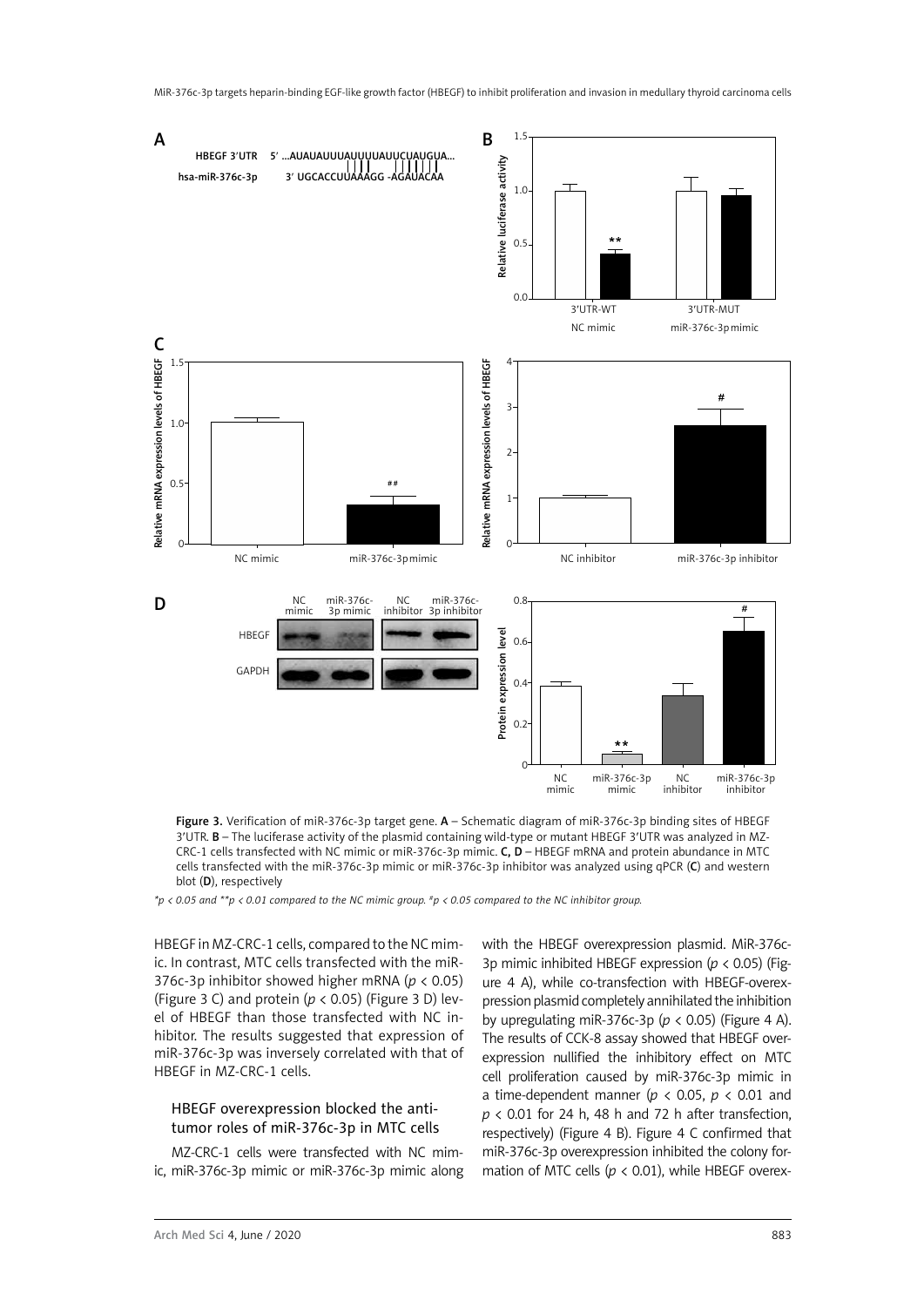Figure 3. Verification of miR-376c-3p target gene. **A** – Schematic diagram of miR-376c-3p binding sites of HBEGF 3'UTR. **B** – The luciferase activity of the plasmid containing wild-type or mutant HBEGF 3'UTR was analyzed in MZ-CRC-1 cells transfected with NC mimic or miR-376c-3p mimic. **C, D** – HBEGF mRNA and protein abundance in MTC cells transfected with the miR-376c-3p mimic or miR-376c-3p inhibitor was analyzed using qPCR (**C**) and western blot (**D**), respectively

*\*p < 0.05 and \*\*p < 0.01 compared to the NC mimic group. #p < 0.05 compared to the NC inhibitor group.*

HBEGF in MZ-CRC-1 cells, compared to the NC mimic. In contrast, MTC cells transfected with the miR-376c-3p inhibitor showed higher mRNA ($p < 0.05$) (Figure 3 C) and protein ($p < 0.05$) (Figure 3 D) level of HBEGF than those transfected with NC inhibitor. The results suggested that expression of miR-376c-3p was inversely correlated with that of HBEGF in MZ-CRC-1 cells.

### HBEGF overexpression blocked the anti-tumor roles of miR-376c-3p in MTC cells

MZ-CRC-1 cells were transfected with NC mimic, miR-376c-3p mimic or miR-376c-3p mimic along with the HBEGF overexpression plasmid. MiR-376c-3p mimic inhibited HBEGF expression ($p < 0.05$) (Figure 4 A), while co-transfection with HBEGF-overexpression plasmid completely annihilated the inhibition by upregulating miR-376c-3p ($p < 0.05$) (Figure 4 A). The results of CCK-8 assay showed that HBEGF overexpression nullified the inhibitory effect on MTC cell proliferation caused by miR-376c-3p mimic in a time-dependent manner ($p < 0.05$, $p < 0.01$ and $p < 0.01$ for 24 h, 48 h and 72 h after transfection, respectively) (Figure 4 B). Figure 4 C confirmed that miR-376c-3p overexpression inhibited the colony formation of MTC cells ($p < 0.01$), while HBEGF overex-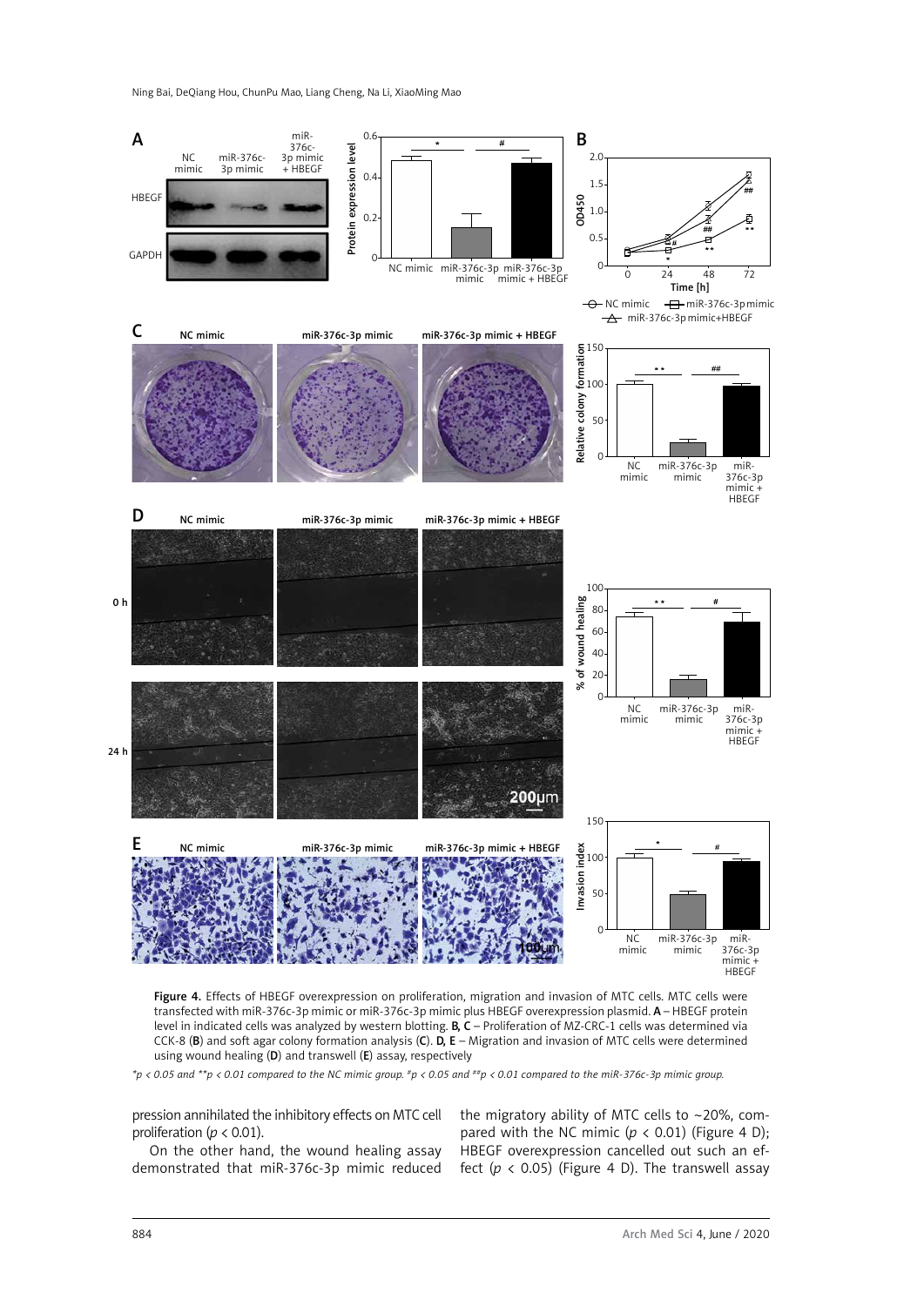Figure 4. Effects of HBEGF overexpression on proliferation, migration and invasion of MTC cells. MTC cells were transfected with miR-376c-3p mimic or miR-376c-3p mimic plus HBEGF overexpression plasmid. **A** – HBEGF protein level in indicated cells was analyzed by western blotting. **B, C** – Proliferation of MZ-CRC-1 cells was determined via CCK-8 (**B**) and soft agar colony formation analysis (**C**). **D, E** – Migration and invasion of MTC cells were determined using wound healing (**D**) and transwell (**E**) assay, respectively

*\*p < 0.05 and \*\*p < 0.01 compared to the NC mimic group. #p < 0.05 and ##p < 0.01 compared to the miR-376c-3p mimic group.*

pression annihilated the inhibitory effects on MTC cell proliferation ($p < 0.01$).

On the other hand, the wound healing assay demonstrated that miR-376c-3p mimic reduced the migratory ability of MTC cells to ~20%, compared with the NC mimic ($p < 0.01$) (Figure 4 D); HBEGF overexpression cancelled out such an effect ($p < 0.05$) (Figure 4 D). The transwell assay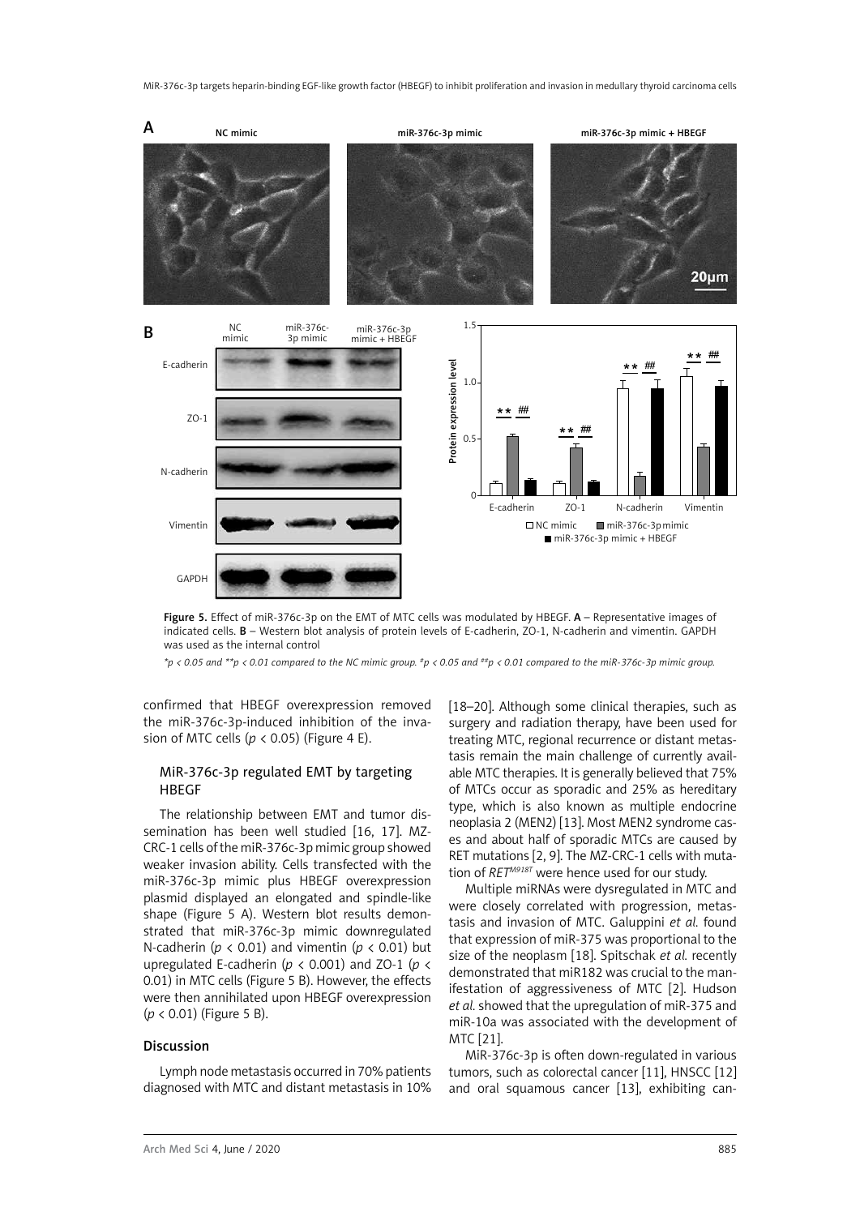Figure 5. Effect of miR-376c-3p on the EMT of MTC cells was modulated by HBEGF. **A** – Representative images of indicated cells. **B** – Western blot analysis of protein levels of E-cadherin, ZO-1, N-cadherin and vimentin. GAPDH was used as the internal control

*\*p < 0.05 and \*\*p < 0.01 compared to the NC mimic group. #p < 0.05 and ##p < 0.01 compared to the miR-376c-3p mimic group.*

confirmed that HBEGF overexpression removed the miR-376c-3p-induced inhibition of the invasion of MTC cells ($p < 0.05$) (Figure 4 E).

### MiR-376c-3p regulated EMT by targeting HBEGF

The relationship between EMT and tumor dissemination has been well studied [16, 17]. MZ-CRC-1 cells of the miR-376c-3p mimic group showed weaker invasion ability. Cells transfected with the miR-376c-3p mimic plus HBEGF overexpression plasmid displayed an elongated and spindle-like shape (Figure 5 A). Western blot results demonstrated that miR-376c-3p mimic downregulated N-cadherin ($p < 0.01$) and vimentin ($p < 0.01$) but upregulated E-cadherin ($p < 0.001$) and ZO-1 ($p < 0.01$) in MTC cells (Figure 5 B). However, the effects were then annihilated upon HBEGF overexpression ($p < 0.01$) (Figure 5 B).

## Discussion

Lymph node metastasis occurred in 70% patients diagnosed with MTC and distant metastasis in 10% [18–20]. Although some clinical therapies, such as surgery and radiation therapy, have been used for treating MTC, regional recurrence or distant metastasis remain the main challenge of currently available MTC therapies. It is generally believed that 75% of MTCs occur as sporadic and 25% as hereditary type, which is also known as multiple endocrine neoplasia 2 (MEN2) [13]. Most MEN2 syndrome cases and about half of sporadic MTCs are caused by RET mutations [2, 9]. The MZ-CRC-1 cells with mutation of *RET*$^{M918T}$ were hence used for our study.

Multiple miRNAs were dysregulated in MTC and were closely correlated with progression, metastasis and invasion of MTC. Galuppini *et al.* found that expression of miR-375 was proportional to the size of the neoplasm [18]. Spitschak *et al.* recently demonstrated that miR182 was crucial to the manifestation of aggressiveness of MTC [2]. Hudson *et al.* showed that the upregulation of miR-375 and miR-10a was associated with the development of MTC [21].

MiR-376c-3p is often down-regulated in various tumors, such as colorectal cancer [11], HNSCC [12] and oral squamous cancer [13], exhibiting can-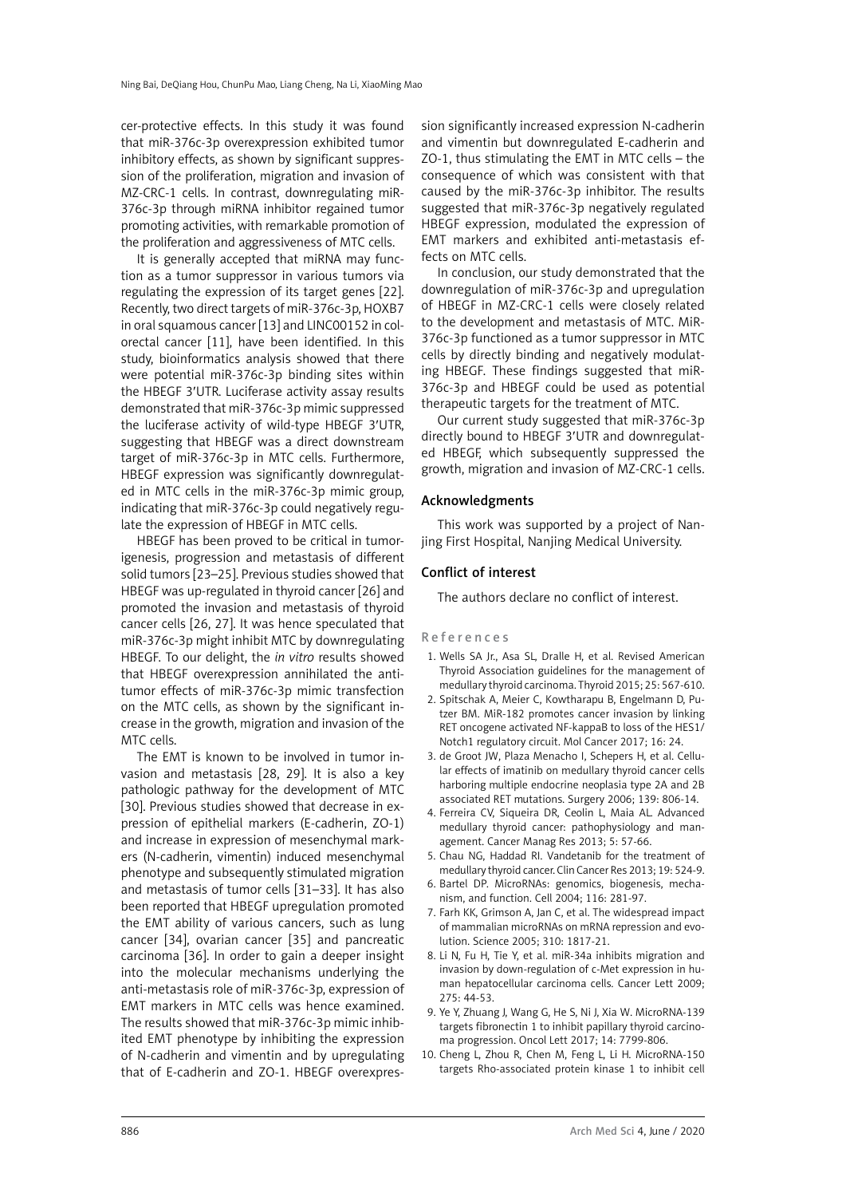cer-protective effects. In this study it was found that miR-376c-3p overexpression exhibited tumor inhibitory effects, as shown by significant suppression of the proliferation, migration and invasion of MZ-CRC-1 cells. In contrast, downregulating miR-376c-3p through miRNA inhibitor regained tumor promoting activities, with remarkable promotion of the proliferation and aggressiveness of MTC cells.

It is generally accepted that miRNA may function as a tumor suppressor in various tumors via regulating the expression of its target genes [22]. Recently, two direct targets of miR-376c-3p, HOXB7 in oral squamous cancer [13] and LINC00152 in colorectal cancer [11], have been identified. In this study, bioinformatics analysis showed that there were potential miR-376c-3p binding sites within the HBEGF 3'UTR. Luciferase activity assay results demonstrated that miR-376c-3p mimic suppressed the luciferase activity of wild-type HBEGF 3'UTR, suggesting that HBEGF was a direct downstream target of miR-376c-3p in MTC cells. Furthermore, HBEGF expression was significantly downregulated in MTC cells in the miR-376c-3p mimic group, indicating that miR-376c-3p could negatively regulate the expression of HBEGF in MTC cells.

HBEGF has been proved to be critical in tumorigenesis, progression and metastasis of different solid tumors [23–25]. Previous studies showed that HBEGF was up-regulated in thyroid cancer [26] and promoted the invasion and metastasis of thyroid cancer cells [26, 27]. It was hence speculated that miR-376c-3p might inhibit MTC by downregulating HBEGF. To our delight, the *in vitro* results showed that HBEGF overexpression annihilated the anti-tumor effects of miR-376c-3p mimic transfection on the MTC cells, as shown by the significant increase in the growth, migration and invasion of the MTC cells.

The EMT is known to be involved in tumor invasion and metastasis [28, 29]. It is also a key pathologic pathway for the development of MTC [30]. Previous studies showed that decrease in expression of epithelial markers (E-cadherin, ZO-1) and increase in expression of mesenchymal markers (N-cadherin, vimentin) induced mesenchymal phenotype and subsequently stimulated migration and metastasis of tumor cells [31–33]. It has also been reported that HBEGF upregulation promoted the EMT ability of various cancers, such as lung cancer [34], ovarian cancer [35] and pancreatic carcinoma [36]. In order to gain a deeper insight into the molecular mechanisms underlying the anti-metastasis role of miR-376c-3p, expression of EMT markers in MTC cells was hence examined. The results showed that miR-376c-3p mimic inhibited EMT phenotype by inhibiting the expression of N-cadherin and vimentin and by upregulating that of E-cadherin and ZO-1. HBEGF overexpression significantly increased expression N-cadherin and vimentin but downregulated E-cadherin and ZO-1, thus stimulating the EMT in MTC cells – the consequence of which was consistent with that caused by the miR-376c-3p inhibitor. The results suggested that miR-376c-3p negatively regulated HBEGF expression, modulated the expression of EMT markers and exhibited anti-metastasis effects on MTC cells.

In conclusion, our study demonstrated that the downregulation of miR-376c-3p and upregulation of HBEGF in MZ-CRC-1 cells were closely related to the development and metastasis of MTC. MiR-376c-3p functioned as a tumor suppressor in MTC cells by directly binding and negatively modulating HBEGF. These findings suggested that miR-376c-3p and HBEGF could be used as potential therapeutic targets for the treatment of MTC.

Our current study suggested that miR-376c-3p directly bound to HBEGF 3'UTR and downregulated HBEGF, which subsequently suppressed the growth, migration and invasion of MZ-CRC-1 cells.

## Acknowledgments

This work was supported by a project of Nanjing First Hospital, Nanjing Medical University.

## Conflict of interest

The authors declare no conflict of interest.

## References

1. Wells SA Jr., Asa SL, Dralle H, et al. Revised American Thyroid Association guidelines for the management of medullary thyroid carcinoma. Thyroid 2015; 25: 567-610.
2. Spitschak A, Meier C, Kowtharapu B, Engelmann D, Putzer BM. MiR-182 promotes cancer invasion by linking RET oncogene activated NF-kappaB to loss of the HES1/Notch1 regulatory circuit. Mol Cancer 2017; 16: 24.
3. de Groot JW, Plaza Menacho I, Schepers H, et al. Cellular effects of imatinib on medullary thyroid cancer cells harboring multiple endocrine neoplasia type 2A and 2B associated RET mutations. Surgery 2006; 139: 806-14.
4. Ferreira CV, Siqueira DR, Ceolin L, Maia AL. Advanced medullary thyroid cancer: pathophysiology and management. Cancer Manag Res 2013; 5: 57-66.
5. Chau NG, Haddad RI. Vandetanib for the treatment of medullary thyroid cancer. Clin Cancer Res 2013; 19: 524-9.
6. Bartel DP. MicroRNAs: genomics, biogenesis, mechanism, and function. Cell 2004; 116: 281-97.
7. Farh KK, Grimson A, Jan C, et al. The widespread impact of mammalian microRNAs on mRNA repression and evolution. Science 2005; 310: 1817-21.
8. Li N, Fu H, Tie Y, et al. miR-34a inhibits migration and invasion by down-regulation of c-Met expression in human hepatocellular carcinoma cells. Cancer Lett 2009; 275: 44-53.
9. Ye Y, Zhuang J, Wang G, He S, Ni J, Xia W. MicroRNA-139 targets fibronectin 1 to inhibit papillary thyroid carcinoma progression. Oncol Lett 2017; 14: 7799-806.
10. Cheng L, Zhou R, Chen M, Feng L, Li H. MicroRNA-150 targets Rho-associated protein kinase 1 to inhibit cell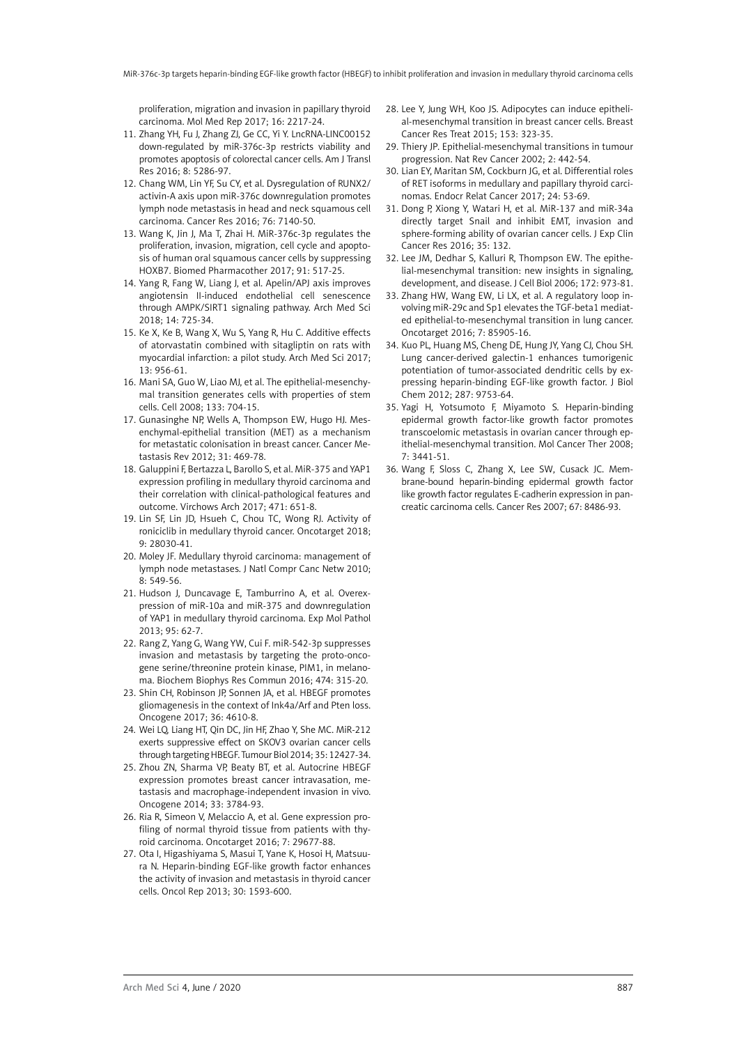proliferation, migration and invasion in papillary thyroid carcinoma. Mol Med Rep 2017; 16: 2217-24.

11. Zhang YH, Fu J, Zhang ZJ, Ge CC, Yi Y. LncRNA-LINC00152 down-regulated by miR-376c-3p restricts viability and promotes apoptosis of colorectal cancer cells. Am J Transl Res 2016; 8: 5286-97.
12. Chang WM, Lin YF, Su CY, et al. Dysregulation of RUNX2/activin-A axis upon miR-376c downregulation promotes lymph node metastasis in head and neck squamous cell carcinoma. Cancer Res 2016; 76: 7140-50.
13. Wang K, Jin J, Ma T, Zhai H. MiR-376c-3p regulates the proliferation, invasion, migration, cell cycle and apoptosis of human oral squamous cancer cells by suppressing HOXB7. Biomed Pharmacother 2017; 91: 517-25.
14. Yang R, Fang W, Liang J, et al. Apelin/APJ axis improves angiotensin II-induced endothelial cell senescence through AMPK/SIRT1 signaling pathway. Arch Med Sci 2018; 14: 725-34.
15. Ke X, Ke B, Wang X, Wu S, Yang R, Hu C. Additive effects of atorvastatin combined with sitagliptin on rats with myocardial infarction: a pilot study. Arch Med Sci 2017; 13: 956-61.
16. Mani SA, Guo W, Liao MJ, et al. The epithelial-mesenchymal transition generates cells with properties of stem cells. Cell 2008; 133: 704-15.
17. Gunasinghe NP, Wells A, Thompson EW, Hugo HJ. Mesenchymal-epithelial transition (MET) as a mechanism for metastatic colonisation in breast cancer. Cancer Metastasis Rev 2012; 31: 469-78.
18. Galuppini F, Bertazza L, Barollo S, et al. MiR-375 and YAP1 expression profiling in medullary thyroid carcinoma and their correlation with clinical-pathological features and outcome. Virchows Arch 2017; 471: 651-8.
19. Lin SF, Lin JD, Hsueh C, Chou TC, Wong RJ. Activity of roniciclib in medullary thyroid cancer. Oncotarget 2018; 9: 28030-41.
20. Moley JF. Medullary thyroid carcinoma: management of lymph node metastases. J Natl Compr Canc Netw 2010; 8: 549-56.
21. Hudson J, Duncavage E, Tamburrino A, et al. Overexpression of miR-10a and miR-375 and downregulation of YAP1 in medullary thyroid carcinoma. Exp Mol Pathol 2013; 95: 62-7.
22. Rang Z, Yang G, Wang YW, Cui F. miR-542-3p suppresses invasion and metastasis by targeting the proto-oncogene serine/threonine protein kinase, PIM1, in melanoma. Biochem Biophys Res Commun 2016; 474: 315-20.
23. Shin CH, Robinson JP, Sonnen JA, et al. HBEGF promotes gliomagenesis in the context of Ink4a/Arf and Pten loss. Oncogene 2017; 36: 4610-8.
24. Wei LQ, Liang HT, Qin DC, Jin HF, Zhao Y, She MC. MiR-212 exerts suppressive effect on SKOV3 ovarian cancer cells through targeting HBEGF. Tumour Biol 2014; 35: 12427-34.
25. Zhou ZN, Sharma VP, Beaty BT, et al. Autocrine HBEGF expression promotes breast cancer intravasation, metastasis and macrophage-independent invasion in vivo. Oncogene 2014; 33: 3784-93.
26. Ria R, Simeon V, Melaccio A, et al. Gene expression profiling of normal thyroid tissue from patients with thyroid carcinoma. Oncotarget 2016; 7: 29677-88.
27. Ota I, Higashiyama S, Masui T, Yane K, Hosoi H, Matsuura N. Heparin-binding EGF-like growth factor enhances the activity of invasion and metastasis in thyroid cancer cells. Oncol Rep 2013; 30: 1593-600.
28. Lee Y, Jung WH, Koo JS. Adipocytes can induce epithelial-mesenchymal transition in breast cancer cells. Breast Cancer Res Treat 2015; 153: 323-35.
29. Thiery JP. Epithelial-mesenchymal transitions in tumour progression. Nat Rev Cancer 2002; 2: 442-54.
30. Lian EY, Maritan SM, Cockburn JG, et al. Differential roles of RET isoforms in medullary and papillary thyroid carcinomas. Endocr Relat Cancer 2017; 24: 53-69.
31. Dong P, Xiong Y, Watari H, et al. MiR-137 and miR-34a directly target Snail and inhibit EMT, invasion and sphere-forming ability of ovarian cancer cells. J Exp Clin Cancer Res 2016; 35: 132.
32. Lee JM, Dedhar S, Kalluri R, Thompson EW. The epithelial-mesenchymal transition: new insights in signaling, development, and disease. J Cell Biol 2006; 172: 973-81.
33. Zhang HW, Wang EW, Li LX, et al. A regulatory loop involving miR-29c and Sp1 elevates the TGF-beta1 mediated epithelial-to-mesenchymal transition in lung cancer. Oncotarget 2016; 7: 85905-16.
34. Kuo PL, Huang MS, Cheng DE, Hung JY, Yang CJ, Chou SH. Lung cancer-derived galectin-1 enhances tumorigenic potentiation of tumor-associated dendritic cells by expressing heparin-binding EGF-like growth factor. J Biol Chem 2012; 287: 9753-64.
35. Yagi H, Yotsumoto F, Miyamoto S. Heparin-binding epidermal growth factor-like growth factor promotes transcoelomic metastasis in ovarian cancer through epithelial-mesenchymal transition. Mol Cancer Ther 2008; 7: 3441-51.
36. Wang F, Sloss C, Zhang X, Lee SW, Cusack JC. Membrane-bound heparin-binding epidermal growth factor like growth factor regulates E-cadherin expression in pancreatic carcinoma cells. Cancer Res 2007; 67: 8486-93.